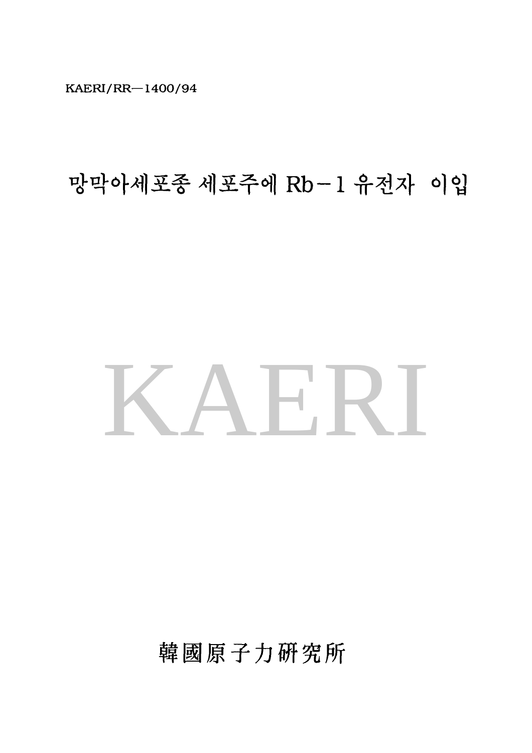KAERI/RR—1400/94

# 망막아세포종 세포주에 Rb-1 유전자 이입

KAERI

韓國原子力研究所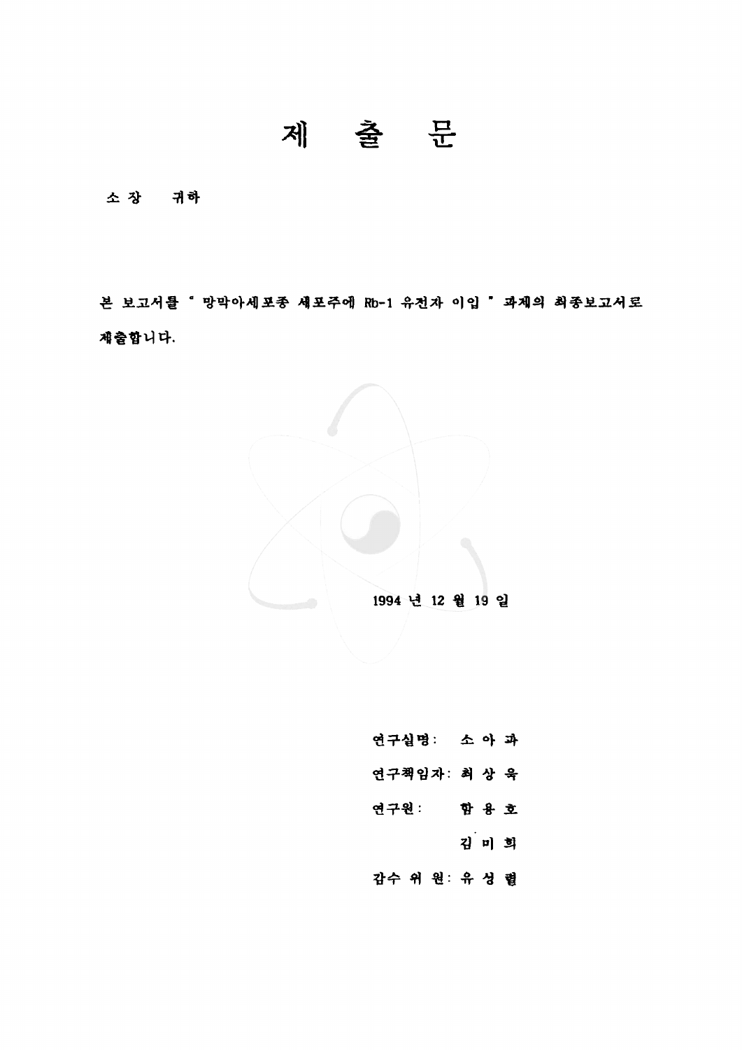# 제 출 문

소 장 귀하

본 보고서를 " 망막아세포종 세포주에 Rb-1 유전자 이입 " 과제의 최종보고서로 제출합니다.

1994 년 12 월 19 일

연구실명: 소 아 과

연구책임자: 최 상 욱

연구원: 함 용 호

김 미 희

감수 위 원: 유 성 렬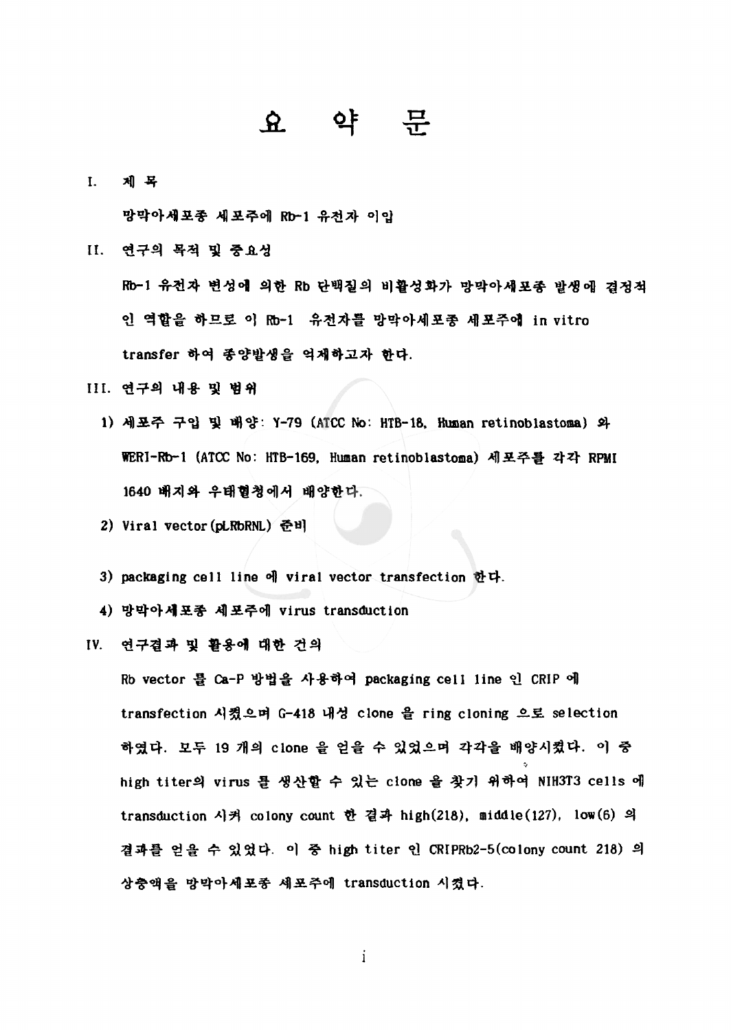# 요 약 문

I. 제 목

망막아세포종 세포주에 Rb-1 유전자 이입

II. 연구의 목적 및 중요성

Rb-1 유전자 변성에 의한 Rb 단백질의 비활성화가 망막아세포종 발생에 결정적인 역할을 하므로 이 Rb-1 유전자를 망막아세포종 세포주에 in vitro transfer 하여 종양발생을 억제하고자 한다.

III. 연구의 내용 및 범위

1) 세포주 구입 및 배양: Y-79 (ATCC No: HTB-18, Human retinoblastoma) 와 WERI-Rb-1 (ATCC No: HTB-169, Human retinoblastoma) 세포주를 각각 RPMI 1640 배지와 우태혈청에서 배양한다.
2) Viral vector(pLRbRNL) 준비
3) packaging cell line 에 viral vector transfection 한다.
4) 망막아세포종 세포주에 virus transduction

IV. 연구결과 및 활용에 대한 건의

Rb vector 를 Ca-P 방법을 사용하여 packaging cell line 인 CRIP 에 transfection 시켰으며 G-418 내성 clone 을 ring cloning 으로 selection 하였다. 모두 19 개의 clone 을 얻을 수 있었으며 각각을 배양시켰다. 이 중 high titer의 virus 를 생산할 수 있는 clone 을 찾기 위하여 NIH3T3 cells 에 transduction 시켜 colony count 한 결과 high(218), middle(127), low(6) 의 결과를 얻을 수 있었다. 이 중 high titer 인 CRIPRb2-5(colony count 218) 의 상층액을 망막아세포종 세포주에 transduction 시켰다.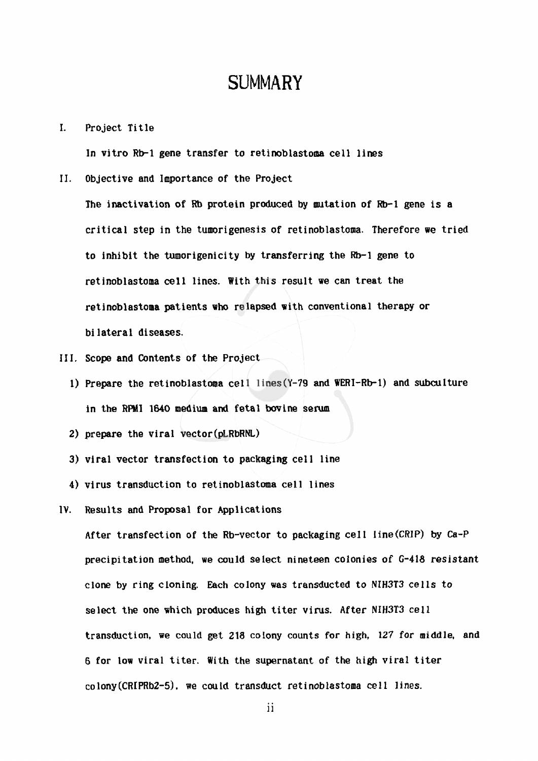# SUMMARY

I. Project Title

In vitro Rb-1 gene transfer to retinoblastoma cell lines

II. Objective and Importance of the Project

The inactivation of Rb protein produced by mutation of Rb-1 gene is a critical step in the tumorigenesis of retinoblastoma. Therefore we tried to inhibit the tumorigenicity by transferring the Rb-1 gene to retinoblastoma cell lines. With this result we can treat the retinoblastoma patients who relapsed with conventional therapy or bilateral diseases.

III. Scope and Contents of the Project

1) Prepare the retinoblastoma cell lines(Y-79 and WERI-Rb-1) and subculture in the RPMI 1640 medium and fetal bovine serum
2) prepare the viral vector(pLRbRNL)
3) viral vector transfection to packaging cell line
4) virus transduction to retinoblastoma cell lines

IV. Results and Proposal for Applications

After transfection of the Rb-vector to packaging cell line(CRIP) by Ca-P precipitation method, we could select nineteen colonies of G-418 resistant clone by ring cloning. Each colony was transducted to NIH3T3 cells to select the one which produces high titer virus. After NIH3T3 cell transduction, we could get 218 colony counts for high, 127 for middle, and 6 for low viral titer. With the supernatant of the high viral titer colony(CRIPRb2-5), we could transduct retinoblastoma cell lines.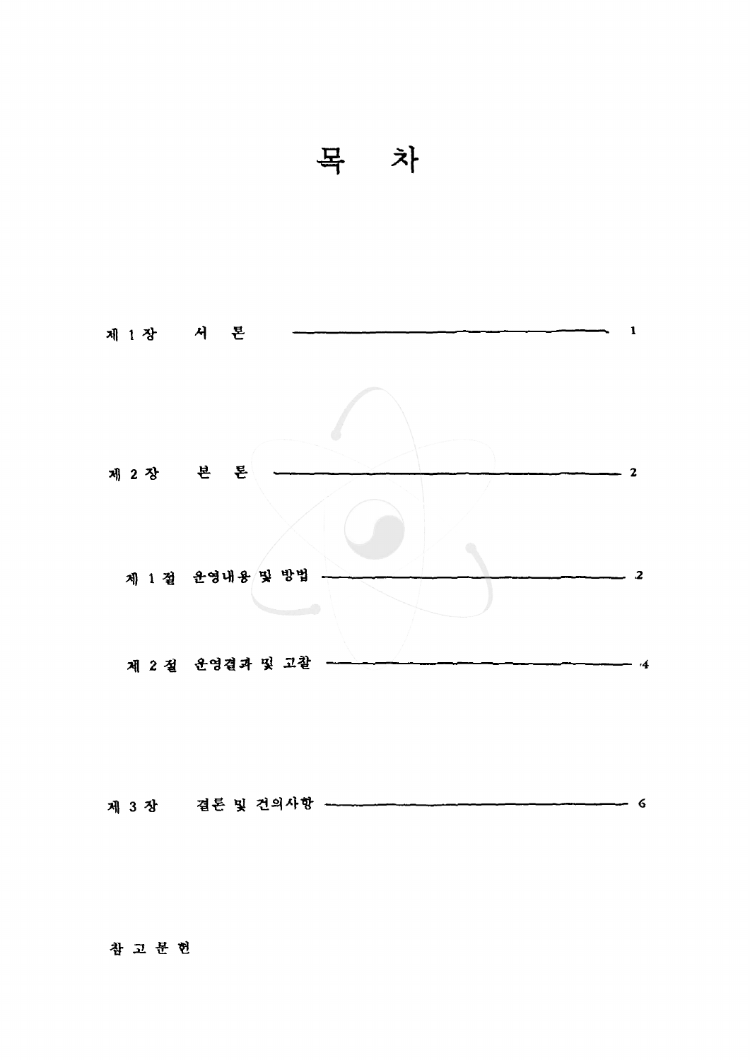# 목 차

제 1 장　서 론 ―――――――――――――――――――――――――― 1

제 2 장　본 론 ―――――――――――――――――――――――――― 2

　제 1 절　운영내용 및 방법 ―――――――――――――――――――― 2

　제 2 절　운영결과 및 고찰 ―――――――――――――――――――― 4

제 3 장　결론 및 건의사항 ――――――――――――――――――――― 6

참 고 문 헌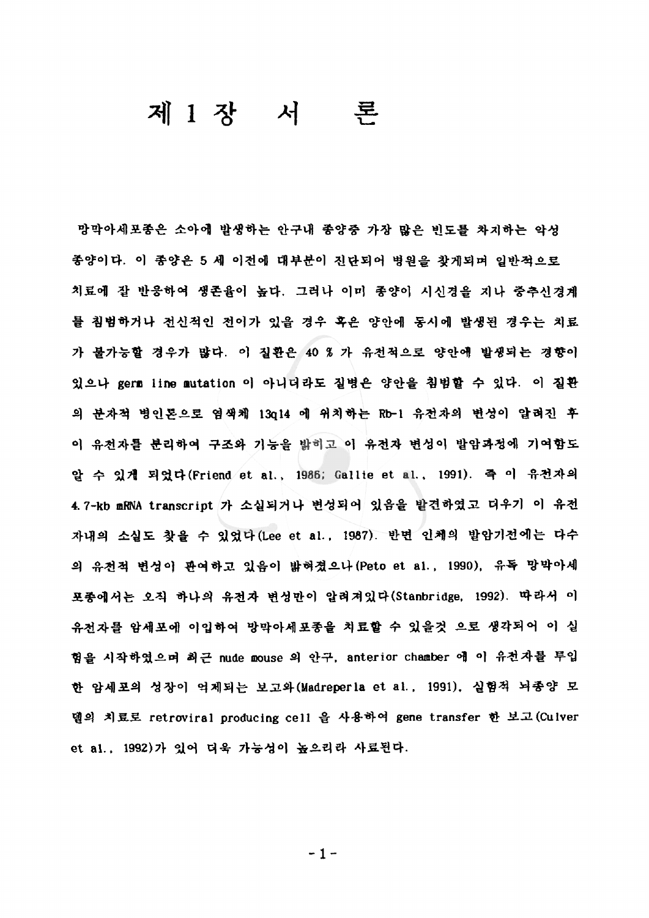# 제 1 장 서 론

망막아세포종은 소아에 발생하는 안구내 종양중 가장 많은 빈도를 차지하는 악성 종양이다. 이 종양은 5 세 이전에 대부분이 진단되어 병원을 찾게되며 일반적으로 치료에 잘 반응하여 생존율이 높다. 그러나 이미 종양이 시신경을 지나 중추신경계를 침범하거나 전신적인 전이가 있을 경우 혹은 양안에 동시에 발생된 경우는 치료가 불가능할 경우가 많다. 이 질환은 40 % 가 유전적으로 양안에 발생되는 경향이 있으나 germ line mutation 이 아니더라도 질병은 양안을 침범할 수 있다. 이 질환의 분자적 병인론으로 염색체 13q14 에 위치하는 Rb-1 유전자의 변성이 알려진 후 이 유전자를 분리하여 구조와 기능을 밝히고 이 유전자 변성이 발암과정에 기여함도 알 수 있게 되었다(Friend et al., 1986; Gallie et al., 1991). 즉 이 유전자의 4.7-kb mRNA transcript 가 소실되거나 변성되어 있음을 발견하였고 더우기 이 유전자내의 소실도 찾을 수 있었다(Lee et al., 1987). 반면 인체의 발암기전에는 다수의 유전적 변성이 관여하고 있음이 밝혀졌으나(Peto et al., 1990), 유독 망막아세포종에서는 오직 하나의 유전자 변성만이 알려져있다(Stanbridge, 1992). 따라서 이 유전자를 암세포에 이입하여 망막아세포종을 치료할 수 있을것 으로 생각되어 이 실험을 시작하였으며 최근 nude mouse 의 안구, anterior chamber 에 이 유전자를 투입한 암세포의 성장이 억제되는 보고와(Madreperla et al., 1991), 실험적 뇌종양 모델의 치료로 retroviral producing cell 을 사용하여 gene transfer 한 보고(Culver et al., 1992)가 있어 더욱 가능성이 높으리라 사료된다.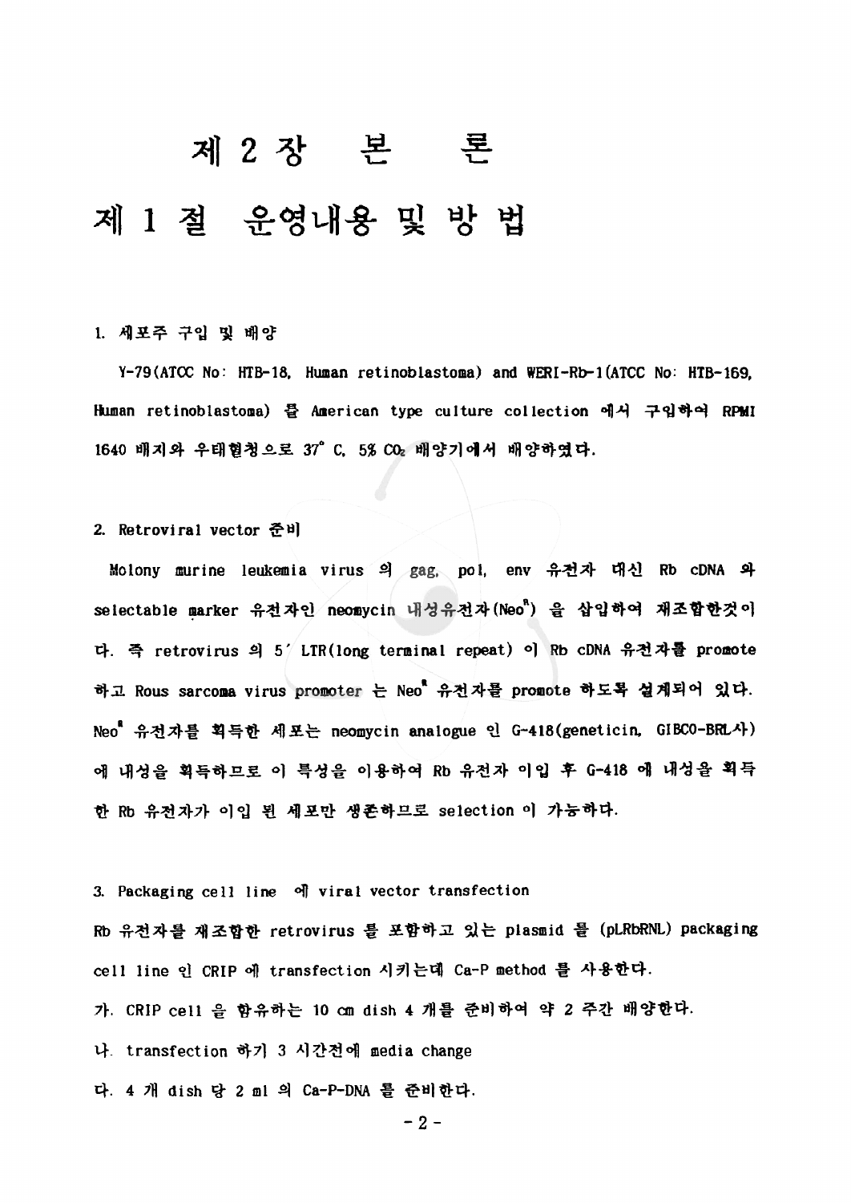# 제 2 장 본 론

## 제 1 절 운영내용 및 방 법

### 1. 세포주 구입 및 배양

Y-79(ATCC No: HTB-18, Human retinoblastoma) and WERI-Rb-1(ATCC No: HTB-169, Human retinoblastoma) 를 American type culture collection 에서 구입하여 RPMI 1640 배지와 우태혈청으로 37° C, 5% $CO_2$ 배양기에서 배양하였다.

### 2. Retroviral vector 준비

Molony murine leukemia virus 의 gag, pol, env 유전자 대신 Rb cDNA 와 selectable marker 유전자인 neomycin 내성유전자($Neo^R$) 을 삽입하여 재조합한것이다. 즉 retrovirus 의 5' LTR(long terminal repeat) 이 Rb cDNA 유전자를 promote 하고 Rous sarcoma virus promoter 는 $Neo^R$ 유전자를 promote 하도록 설계되어 있다. $Neo^R$ 유전자를 획득한 세포는 neomycin analogue 인 G-418(geneticin, GIBCO-BRL사) 에 내성을 획득하므로 이 특성을 이용하여 Rb 유전자 이입 후 G-418 에 내성을 획득한 Rb 유전자가 이입 된 세포만 생존하므로 selection 이 가능하다.

### 3. Packaging cell line 에 viral vector transfection

Rb 유전자를 재조합한 retrovirus 를 포함하고 있는 plasmid 를 (pLRbRNL) packaging cell line 인 CRIP 에 transfection 시키는데 Ca-P method 를 사용한다.

가. CRIP cell 을 함유하는 10 cm dish 4 개를 준비하여 약 2 주간 배양한다.

나. transfection 하기 3 시간전에 media change

다. 4 개 dish 당 2 ml 의 Ca-P-DNA 를 준비한다.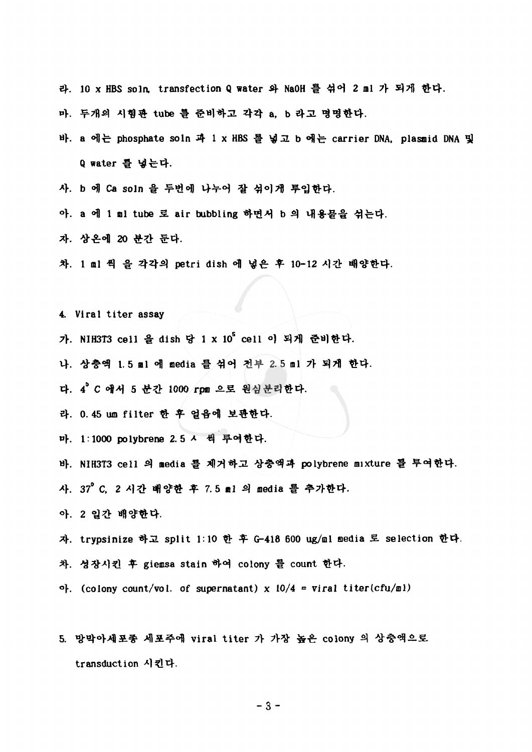라. 10 x HBS soln, transfection Q water 와 NaOH 를 섞어 2 ml 가 되게 한다.

마. 두개의 시험관 tube 를 준비하고 각각 a, b 라고 명명한다.

바. a 에는 phosphate soln 과 1 x HBS 를 넣고 b 에는 carrier DNA, plasmid DNA 및 Q water 를 넣는다.

사. b 에 Ca soln 을 두번에 나누어 잘 섞이게 투입한다.

아. a 에 1 ml tube 로 air bubbling 하면서 b 의 내용물을 섞는다.

자. 상온에 20 분간 둔다.

차. 1 ml 씩 을 각각의 petri dish 에 넣은 후 10-12 시간 배양한다.

4. Viral titer assay

가. NIH3T3 cell 을 dish 당 1 x $10^5$ cell 이 되게 준비한다.

나. 상층액 1.5 ml 에 media 를 섞어 전부 2.5 ml 가 되게 한다.

다. $4^{\circ}$ C 에서 5 분간 1000 rpm 으로 원심분리한다.

라. 0.45 um filter 한 후 얼음에 보관한다.

마. 1:1000 polybrene 2.5 ㅅ 씩 투여한다.

바. NIH3T3 cell 의 media 를 제거하고 상층액과 polybrene mixture 를 투여한다.

사. $37^{\circ}$ C, 2 시간 배양한 후 7.5 ml 의 media 를 추가한다.

아. 2 일간 배양한다.

자. trypsinize 하고 split 1:10 한 후 G-418 600 ug/ml media 로 selection 한다.

차. 성장시킨 후 giemsa stain 하여 colony 를 count 한다.

아. (colony count/vol. of supernatant) x 10/4 = viral titer(cfu/ml)

5. 망막아세포종 세포주에 viral titer 가 가장 높은 colony 의 상층액으로 transduction 시킨다.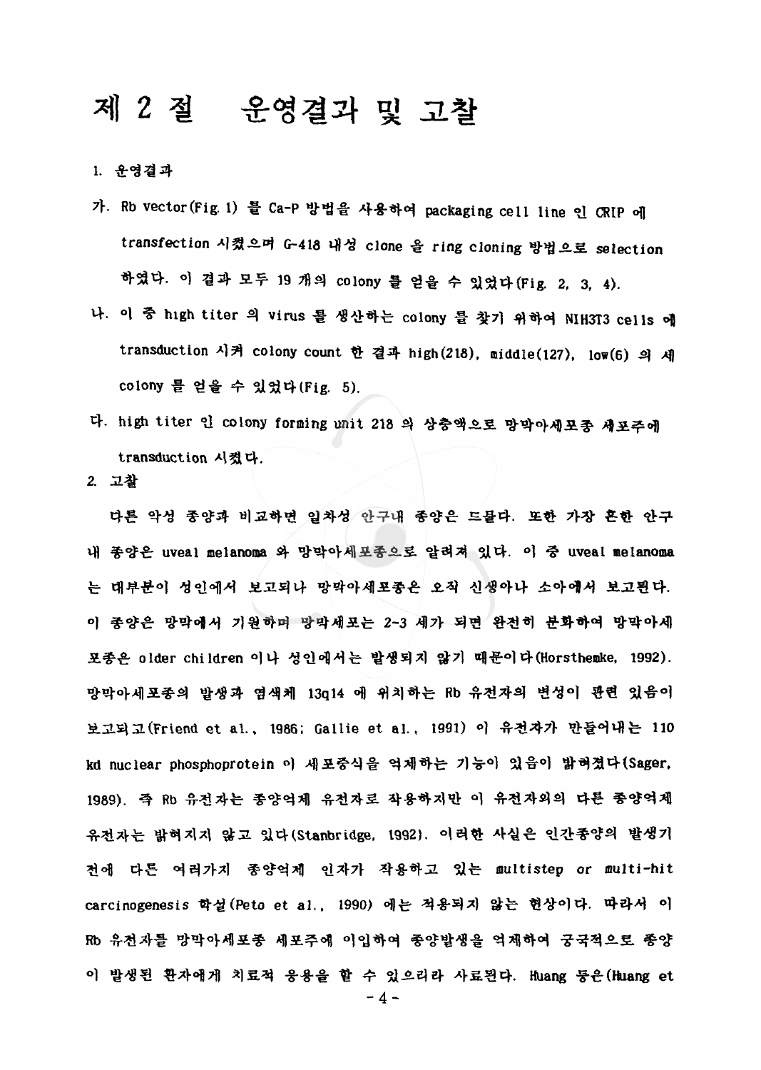# 제 2 절 운영결과 및 고찰

1. 운영결과

가. Rb vector(Fig. 1) 를 Ca-P 방법을 사용하여 packaging cell line 인 CRIP 에 transfection 시켰으며 G-418 내성 clone 을 ring cloning 방법으로 selection 하였다. 이 결과 모두 19 개의 colony 를 얻을 수 있었다(Fig. 2, 3, 4).

나. 이 중 high titer 의 virus 를 생산하는 colony 를 찾기 위하여 NIH3T3 cells 에 transduction 시켜 colony count 한 결과 high(218), middle(127), low(6) 의 세 colony 를 얻을 수 있었다(Fig. 5).

다. high titer 인 colony forming unit 218 의 상층액으로 망막아세포종 세포주에 transduction 시켰다.

2. 고찰

다른 악성 종양과 비교하면 일차성 안구내 종양은 드물다. 또한 가장 흔한 안구내 종양은 uveal melanoma 와 망막아세포종으로 알려져 있다. 이 중 uveal melanoma 는 대부분이 성인에서 보고되나 망막아세포종은 오직 신생아나 소아에서 보고된다. 이 종양은 망막에서 기원하며 망막세포는 2-3 세가 되면 완전히 분화하여 망막아세포종은 older children 이나 성인에서는 발생되지 않기 때문이다(Horsthemke, 1992). 망막아세포종의 발생과 염색체 13q14 에 위치하는 Rb 유전자의 변성이 관련 있음이 보고되고(Friend et al., 1986; Gallie et al., 1991) 이 유전자가 만들어내는 110 kd nuclear phosphoprotein 이 세포증식을 억제하는 기능이 있음이 밝혀졌다(Sager, 1989). 즉 Rb 유전자는 종양억제 유전자로 작용하지만 이 유전자외의 다른 종양억제 유전자는 밝혀지지 않고 있다(Stanbridge, 1992). 이러한 사실은 인간종양의 발생기전에 다른 여러가지 종양억제 인자가 작용하고 있는 multistep or multi-hit carcinogenesis 학설(Peto et al., 1990) 에는 적용되지 않는 현상이다. 따라서 이 Rb 유전자를 망막아세포종 세포주에 이입하여 종양발생을 억제하여 궁극적으로 종양이 발생된 환자에게 치료적 응용을 할 수 있으리라 사료된다. Huang 등은(Huang et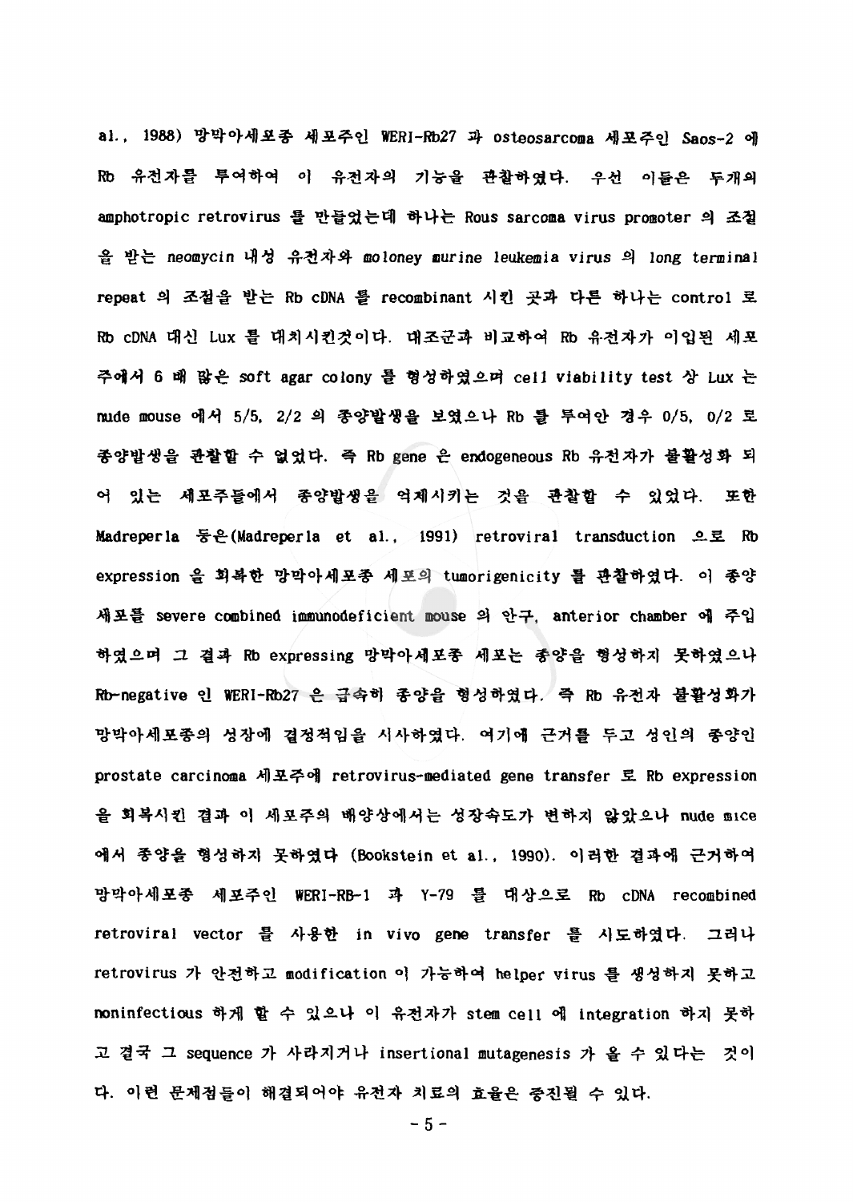al., 1988) 망막아세포종 세포주인 WERI-Rb27 과 osteosarcoma 세포주인 Saos-2 에 Rb 유전자를 투여하여 이 유전자의 기능을 관찰하였다. 우선 이들은 두개의 amphotropic retrovirus 를 만들었는데 하나는 Rous sarcoma virus promoter 의 조절을 받는 *neomycin* 내성 유전자와 moloney murine leukemia virus 의 long terminal repeat 의 조절을 받는 Rb cDNA 를 recombinant 시킨 곳과 다른 하나는 control 로 Rb cDNA 대신 Lux 를 대치시킨것이다. 대조군과 비교하여 Rb 유전자가 이입된 세포주에서 6 배 많은 soft agar colony 를 형성하였으며 cell viability test 상 Lux 는 nude mouse 에서 5/5, 2/2 의 종양발생을 보였으나 Rb 를 투여안 경우 0/5, 0/2 로 종양발생을 관찰할 수 없었다. 즉 Rb gene 은 endogeneous Rb 유전자가 불활성화 되어 있는 세포주들에서 종양발생을 억제시키는 것을 관찰할 수 있었다. 또한 Madreperla 등은(Madreperla et al., 1991) retroviral transduction 으로 Rb expression 을 회복한 망막아세포종 세포의 tumorigenicity 를 관찰하였다. 이 종양세포를 severe combined immunodeficient mouse 의 안구, anterior chamber 에 주입하였으며 그 결과 Rb expressing 망막아세포종 세포는 종양을 형성하지 못하였으나 Rb-negative 인 WERI-Rb27 은 급속히 종양을 형성하였다. 즉 Rb 유전자 불활성화가 망막아세포종의 성장에 결정적임을 시사하였다. 여기에 근거를 두고 성인의 종양인 prostate carcinoma 세포주에 retrovirus-mediated gene transfer 로 Rb expression 을 회복시킨 결과 이 세포주의 배양상에서는 성장속도가 변하지 않았으나 nude mice 에서 종양을 형성하지 못하였다 (Bookstein et al., 1990). 이러한 결과에 근거하여 망막아세포종 세포주인 WERI-RB-1 과 Y-79 를 대상으로 Rb cDNA recombined retroviral vector 를 사용한 in vivo gene transfer 를 시도하였다. 그러나 retrovirus 가 안전하고 modification 이 가능하여 helper virus 를 생성하지 못하고 noninfectious 하게 할 수 있으나 이 유전자가 stem cell 에 integration 하지 못하고 결국 그 sequence 가 사라지거나 insertional mutagenesis 가 올 수 있다는 것이다. 이런 문제점들이 해결되어야 유전자 치료의 효율은 증진될 수 있다.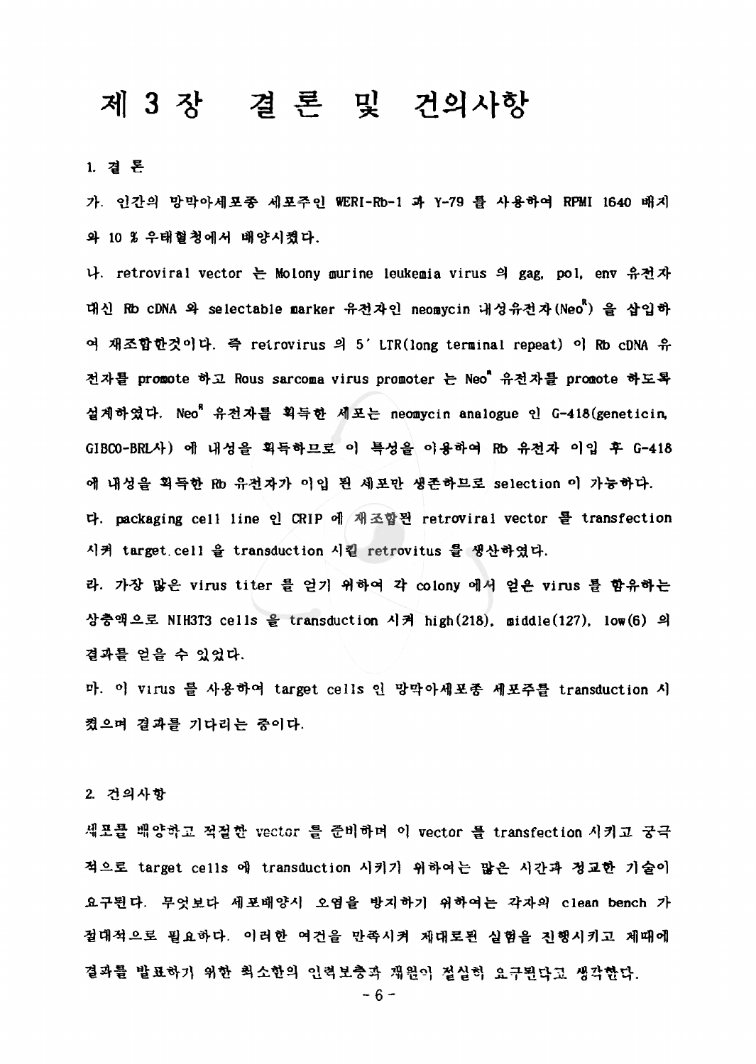# 제 3 장 결 론 및 건의사항

## 1. 결 론

가. 인간의 망막아세포종 세포주인 WERI-Rb-1 과 Y-79 를 사용하여 RPMI 1640 배지와 10 % 우태혈청에서 배양시켰다.

나. retroviral vector 는 Molony murine leukemia virus 의 gag, pol, env 유전자 대신 Rb cDNA 와 selectable marker 유전자인 neomycin 내성유전자($Neo^R$) 을 삽입하여 재조합한것이다. 즉 retrovirus 의 5′ LTR(long terminal repeat) 이 Rb cDNA 유전자를 promote 하고 Rous sarcoma virus promoter 는 $Neo^R$ 유전자를 promote 하도록 설계하였다. $Neo^R$ 유전자를 획득한 세포는 neomycin analogue 인 G-418(geneticin, GIBCO-BRL사) 에 내성을 획득하므로 이 특성을 이용하여 Rb 유전자 이입 후 G-418 에 내성을 획득한 Rb 유전자가 이입 된 세포만 생존하므로 selection 이 가능하다.

다. packaging cell line 인 CRIP 에 재조합된 retroviral vector 를 transfection 시켜 target cell 을 transduction 시킬 retrovitus 를 생산하였다.

라. 가장 많은 virus titer 를 얻기 위하여 각 colony 에서 얻은 virus 를 함유하는 상층액으로 NIH3T3 cells 을 transduction 시켜 high(218), middle(127), low(6) 의 결과를 얻을 수 있었다.

마. 이 virus 를 사용하여 target cells 인 망막아세포종 세포주를 transduction 시켰으며 결과를 기다리는 중이다.

## 2. 건의사항

세포를 배양하고 적절한 vector 를 준비하며 이 vector 를 transfection 시키고 궁극적으로 target cells 에 transduction 시키기 위하여는 많은 시간과 정교한 기술이 요구된다. 무엇보다 세포배양시 오염을 방지하기 위하여는 각자의 clean bench 가 절대적으로 필요하다. 이러한 여건을 만족시켜 제대로된 실험을 진행시키고 제때에 결과를 발표하기 위한 최소한의 인력보충과 재원이 절실히 요구된다고 생각한다.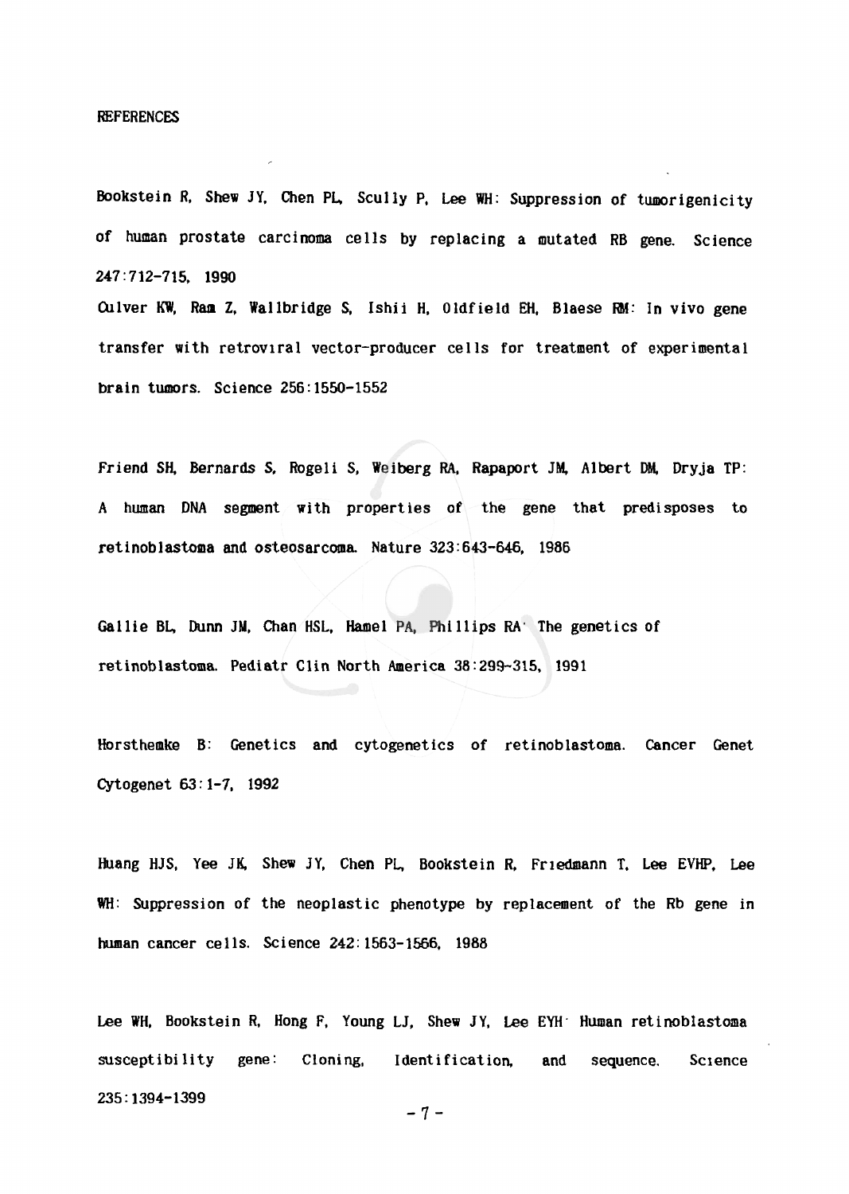REFERENCES

Bookstein R, Shew JY, Chen PL, Scully P, Lee WH: Suppression of tumorigenicity of human prostate carcinoma cells by replacing a mutated RB gene. Science 247:712-715, 1990

Culver KW, Ram Z, Wallbridge S, Ishii H, Oldfield EH, Blaese RM: In vivo gene transfer with retroviral vector-producer cells for treatment of experimental brain tumors. Science 256:1550-1552

Friend SH, Bernards S, Rogeli S, Weiberg RA, Rapaport JM, Albert DM, Dryja TP: A human DNA segment with properties of the gene that predisposes to retinoblastoma and osteosarcoma. Nature 323:643-646, 1986

Gallie BL, Dunn JM, Chan HSL, Hamel PA, Phillips RA: The genetics of retinoblastoma. Pediatr Clin North America 38:299-315, 1991

Horsthemke B: Genetics and cytogenetics of retinoblastoma. Cancer Genet Cytogenet 63:1-7, 1992

Huang HJS, Yee JK, Shew JY, Chen PL, Bookstein R, Friedmann T, Lee EVHP, Lee WH: Suppression of the neoplastic phenotype by replacement of the Rb gene in human cancer cells. Science 242:1563-1566, 1988

Lee WH, Bookstein R, Hong F, Young LJ, Shew JY, Lee EYH: Human retinoblastoma susceptibility gene: Cloning, Identification, and sequence. Science 235:1394-1399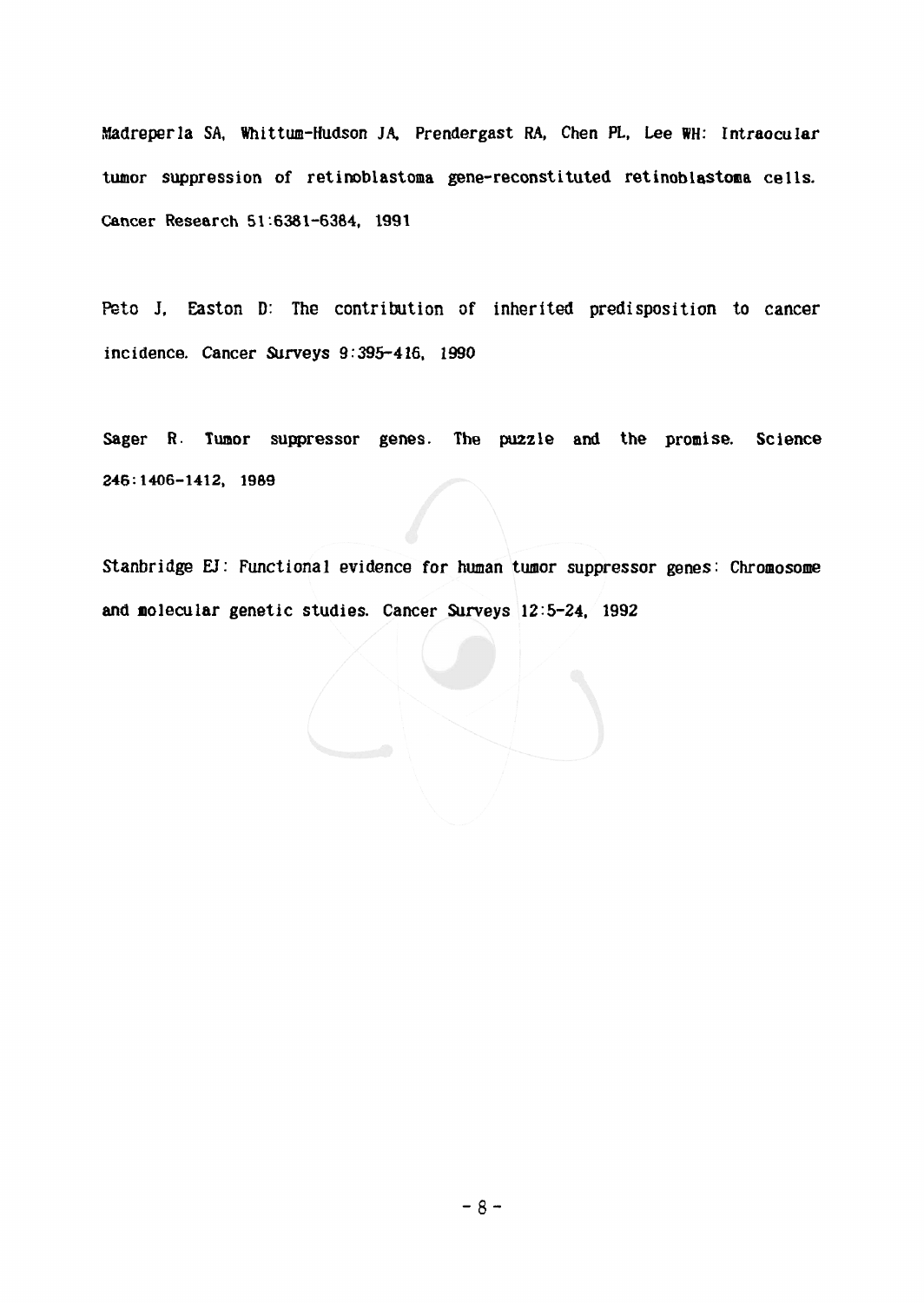Madreperla SA, Whittum-Hudson JA, Prendergast RA, Chen PL, Lee WH: Intraocular tumor suppression of retinoblastoma gene-reconstituted retinoblastoma cells. Cancer Research 51:6381-6384, 1991

Peto J, Easton D: The contribution of inherited predisposition to cancer incidence. Cancer Surveys 9:395-416, 1990

Sager R. Tumor suppressor genes. The puzzle and the promise. Science 246:1406-1412, 1989

Stanbridge EJ: Functional evidence for human tumor suppressor genes: Chromosome and molecular genetic studies. Cancer Surveys 12:5-24, 1992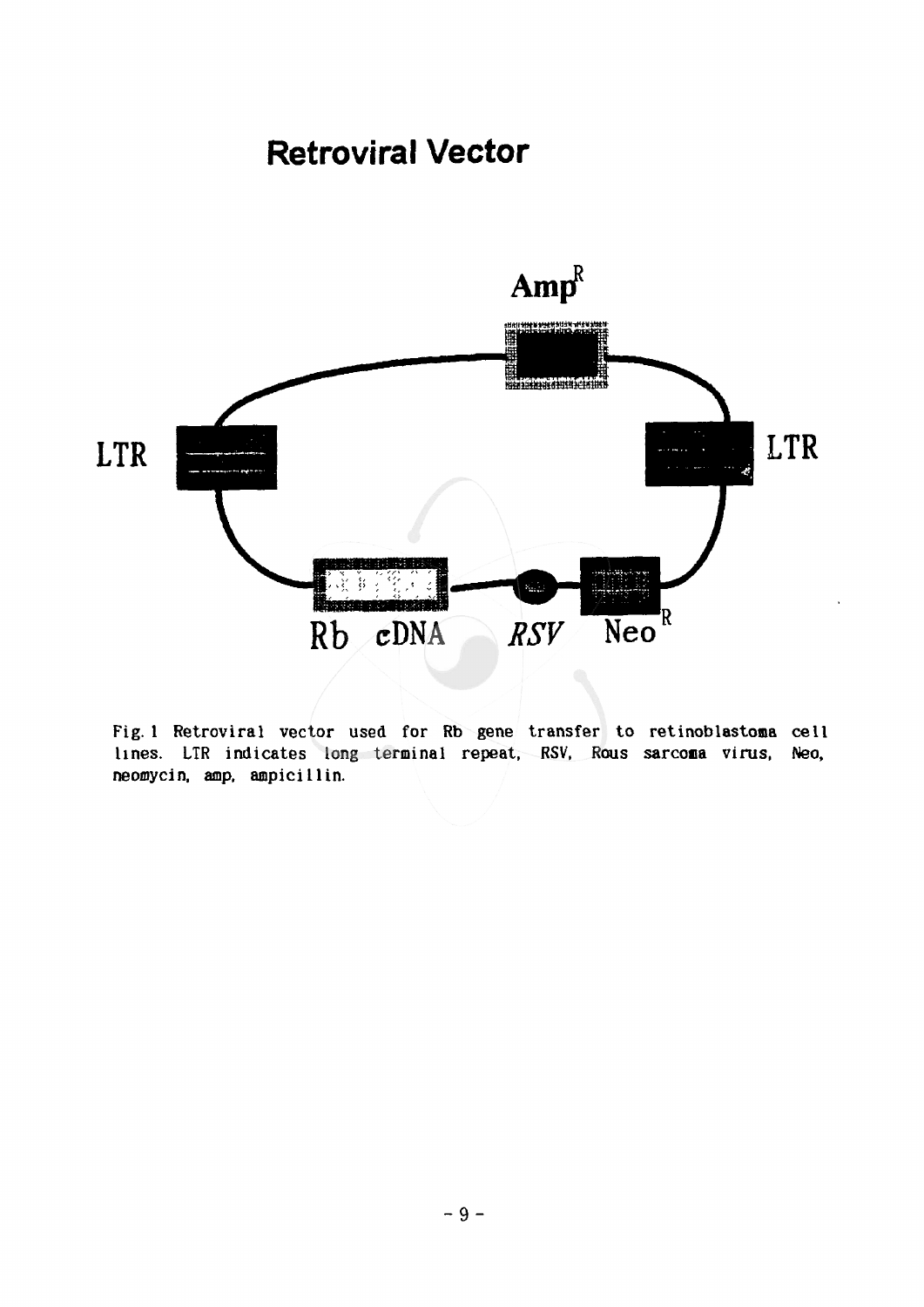## Retroviral Vector

Amp$^R$

LTR

LTR

Rb cDNA *RSV* Neo$^R$

Fig. 1 Retroviral vector used for Rb gene transfer to retinoblastoma cell lines. LTR indicates long terminal repeat, RSV, Rous sarcoma virus, Neo, neomycin, amp, ampicillin.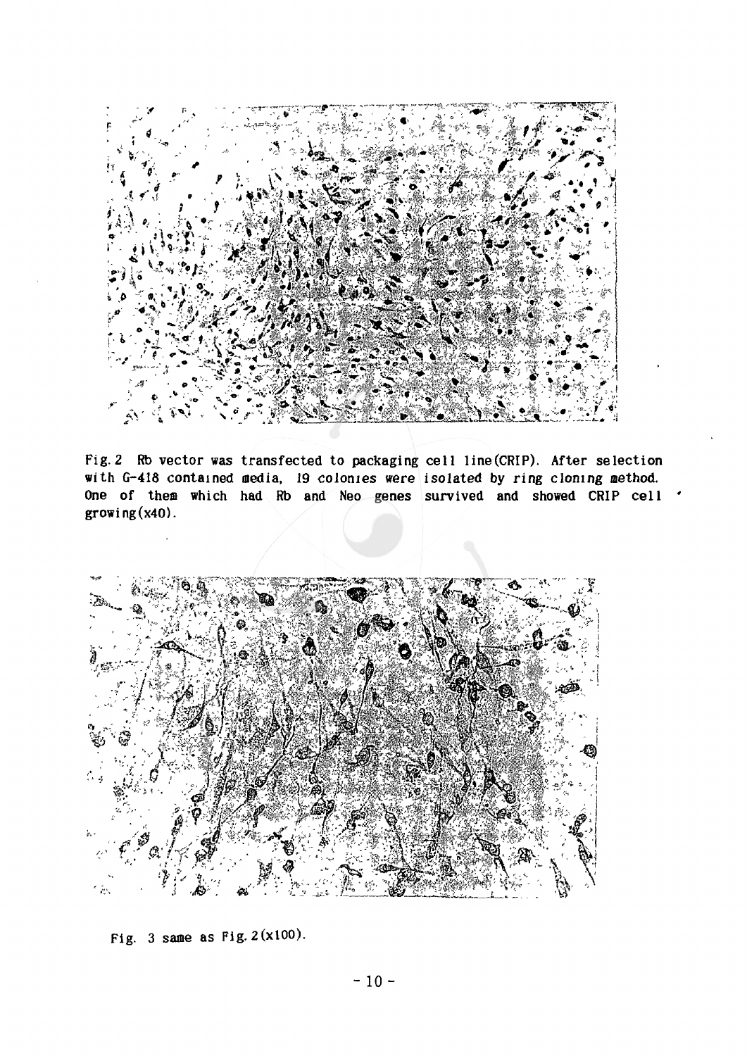Fig. 2 Rb vector was transfected to packaging cell line(CRIP). After selection with G-418 contained media, 19 colonies were isolated by ring cloning method. One of them which had Rb and Neo genes survived and showed CRIP cell growing(x40).

Fig. 3 same as Fig. 2(x100).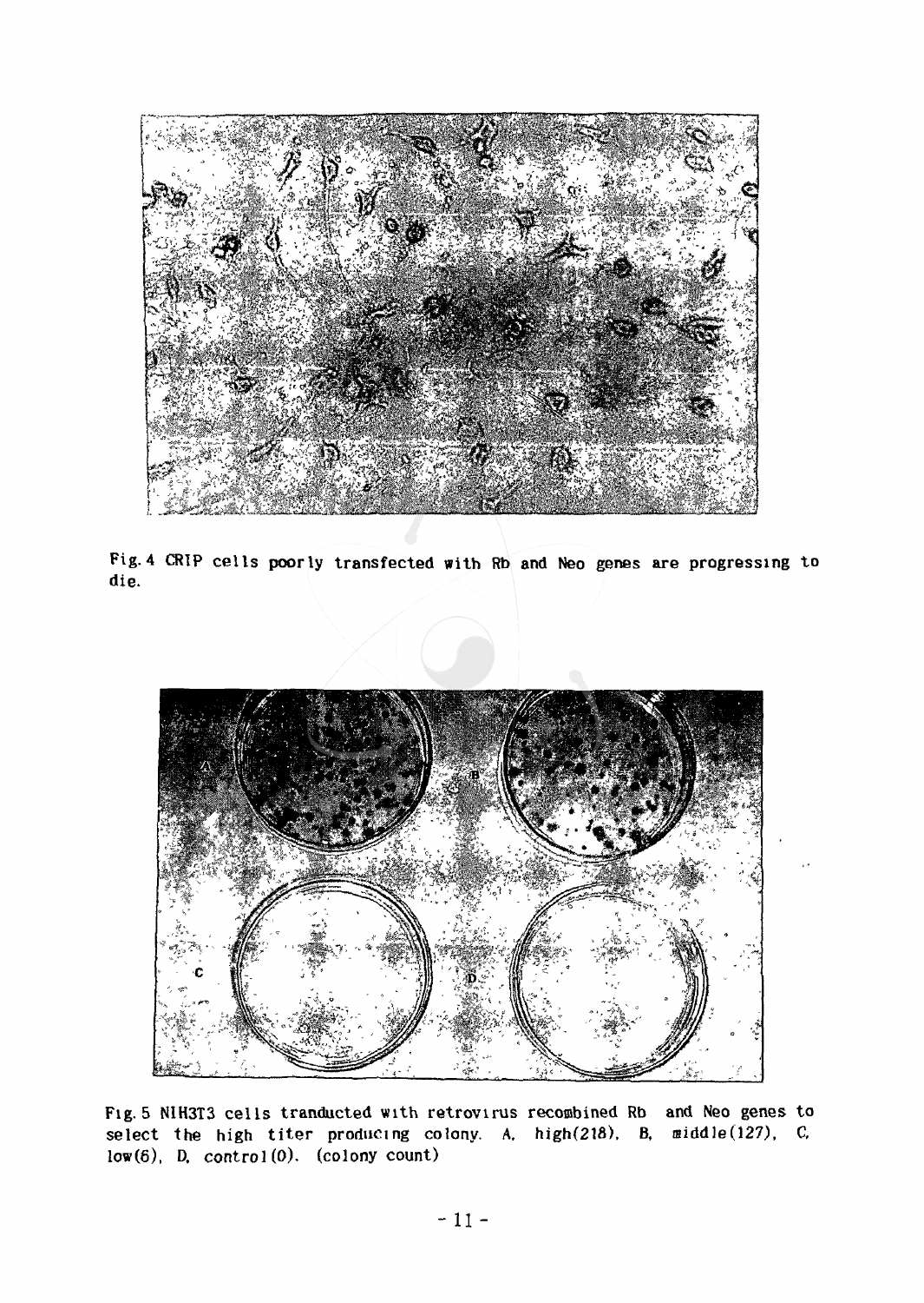Fig. 4 CRIP cells poorly transfected with Rb and Neo genes are progressing to die.

Fig. 5 NIH3T3 cells tranducted with retrovirus recombined Rb and Neo genes to select the high titer producing colony. A. high(218), B. middle(127), C. low(6), D. control(0). (colony count)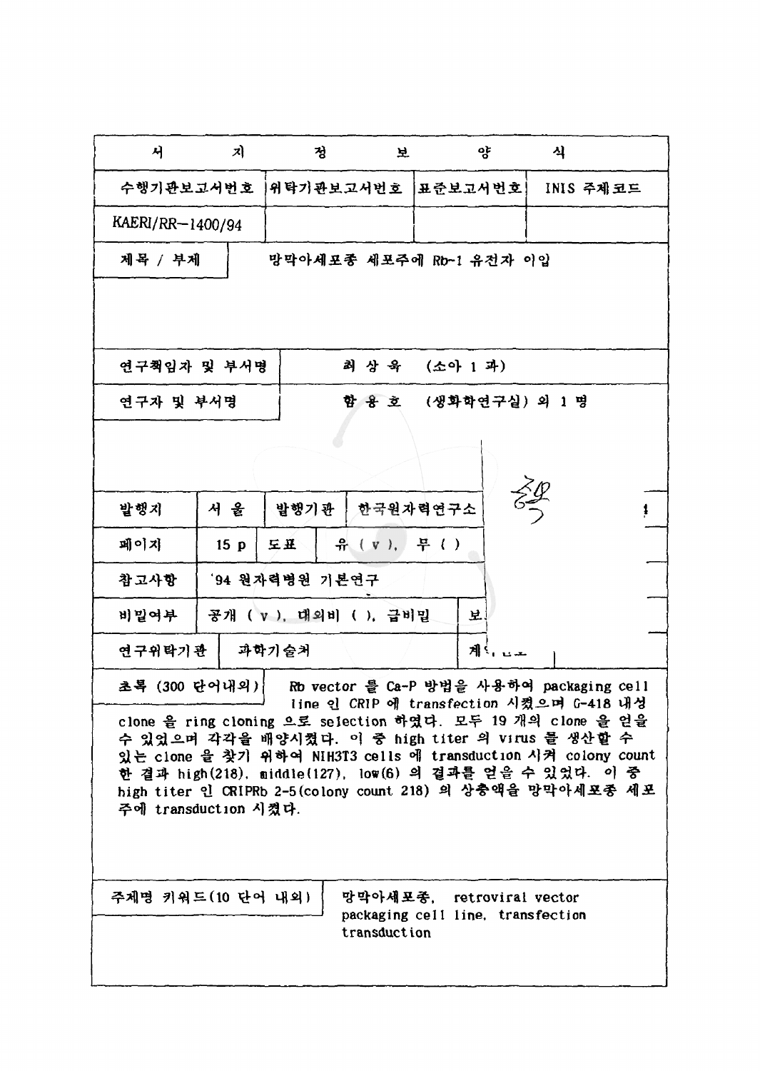| 서 지 정 보 양 식 | | | |
|---|---|---|---|
| 수행기관보고서번호 | 위탁기관보고서번호 | 표준보고서번호 | INIS 주제코드 |
| KAERI/RR-1400/94 | | | |

| 제목 / 부제 | 망막아세포종 세포주에 Rb-1 유전자 이입 |
|---|---|
| 연구책임자 및 부서명 | 최 상 욱 (소아 1 과) |
| 연구자 및 부서명 | 함 용 호 (생화학연구실) 외 1 명 |

| 발행지 | 서 울 | 발행기관 | 한국원자력연구소 |
|---|---|---|---|
| 페이지 | 15 p | 도표 | 유 ( v ), 무 ( ) |
| 참고사항 | '94 원자력병원 기본연구 | | |
| 비밀여부 | 공개 ( v ), 대외비 ( ), 급비밀 | 보 | |
| 연구위탁기관 | 과학기술처 | 계 | |

초록 (300 단어내외) Rb vector 를 Ca-P 방법을 사용하여 packaging cell line 인 CRIP 에 transfection 시켰으며 G-418 내성 clone 을 ring cloning 으로 selection 하였다. 모두 19 개의 clone 을 얻을 수 있었으며 각각을 배양시켰다. 이 중 high titer 의 virus 를 생산할 수 있는 clone 을 찾기 위하여 NIH3T3 cells 에 transduction 시켜 colony count 한 결과 high(218), middle(127), low(6) 의 결과를 얻을 수 있었다. 이 중 high titer 인 CRIPRb 2-5(colony count 218) 의 상층액을 망막아세포종 세포주에 transduction 시켰다.

| 주제명 키워드(10 단어 내외) | 망막아세포종, retroviral vector packaging cell line, transfection transduction |
|---|---|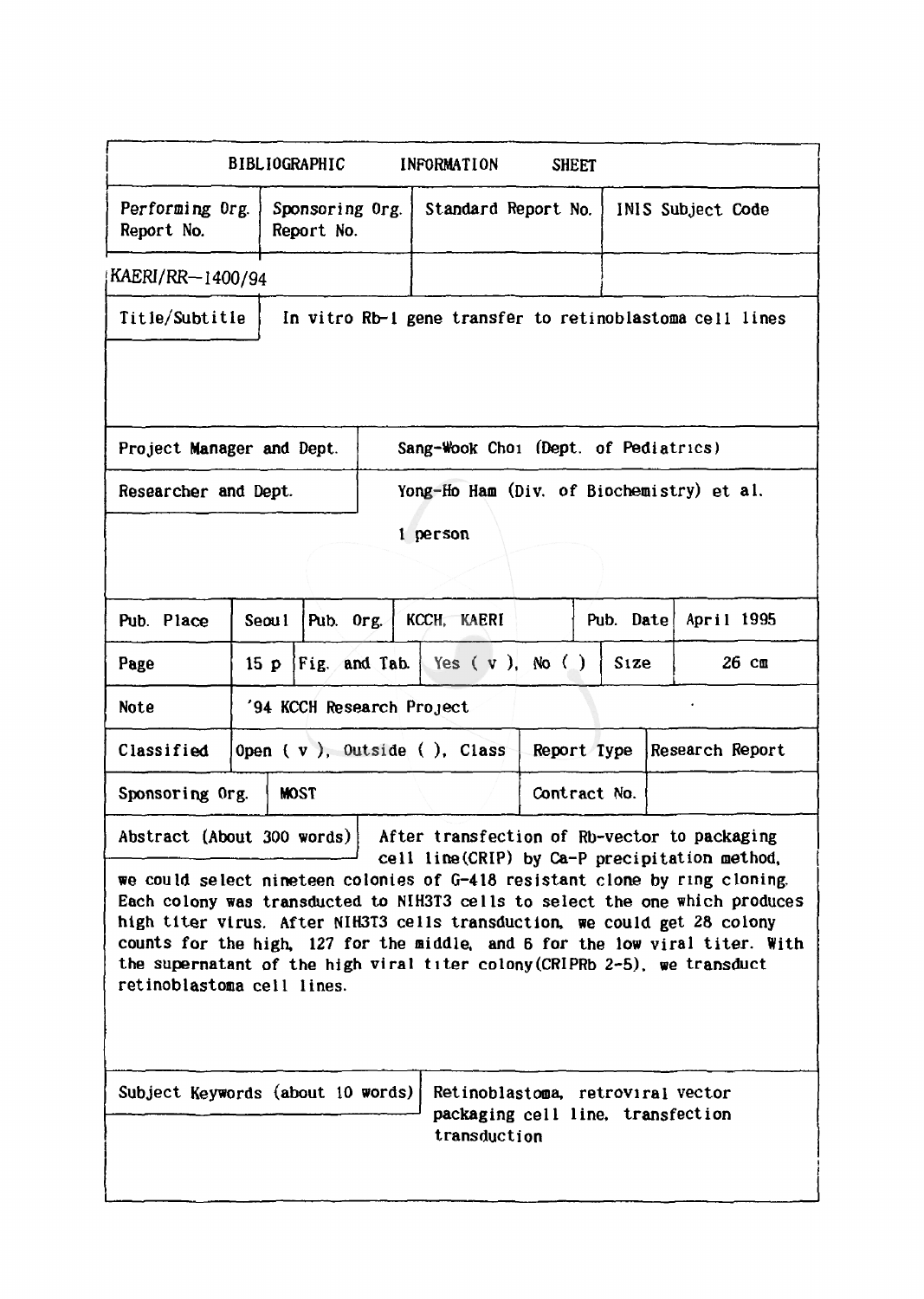# BIBLIOGRAPHIC INFORMATION SHEET

| Performing Org. Report No. | Sponsoring Org. Report No. | Standard Report No. | INIS Subject Code |
|---|---|---|---|
| KAERI/RR-1400/94 | | | |

| | |
|---|---|
| Title/Subtitle | In vitro Rb-1 gene transfer to retinoblastoma cell lines |
| Project Manager and Dept. | Sang-Wook Choi (Dept. of Pediatrics) |
| Researcher and Dept. | Yong-Ho Ham (Div. of Biochemistry) et al. 1 person |

| | | | | | |
|---|---|---|---|---|---|
| Pub. Place | Seoul | Pub. Org. | KCCH, KAERI | Pub. Date | April 1995 |
| Page | 15 p | Fig. and Tab. | Yes ( v ), No ( ) | Size | 26 cm |
| Note | '94 KCCH Research Project | | | | |
| Classified | Open ( v ), Outside ( ), Class | | | Report Type | Research Report |
| Sponsoring Org. | MOST | | | Contract No. | |

**Abstract (About 300 words)**

After transfection of Rb-vector to packaging cell line(CRIP) by Ca-P precipitation method, we could select nineteen colonies of G-418 resistant clone by ring cloning. Each colony was transducted to NIH3T3 cells to select the one which produces high titer virus. After NIH3T3 cells transduction, we could get 28 colony counts for the high, 127 for the middle, and 6 for the low viral titer. With the supernatant of the high viral titer colony(CRIPRb 2-5), we transduct retinoblastoma cell lines.

**Subject Keywords (about 10 words)**

Retinoblastoma, retroviral vector packaging cell line, transfection transduction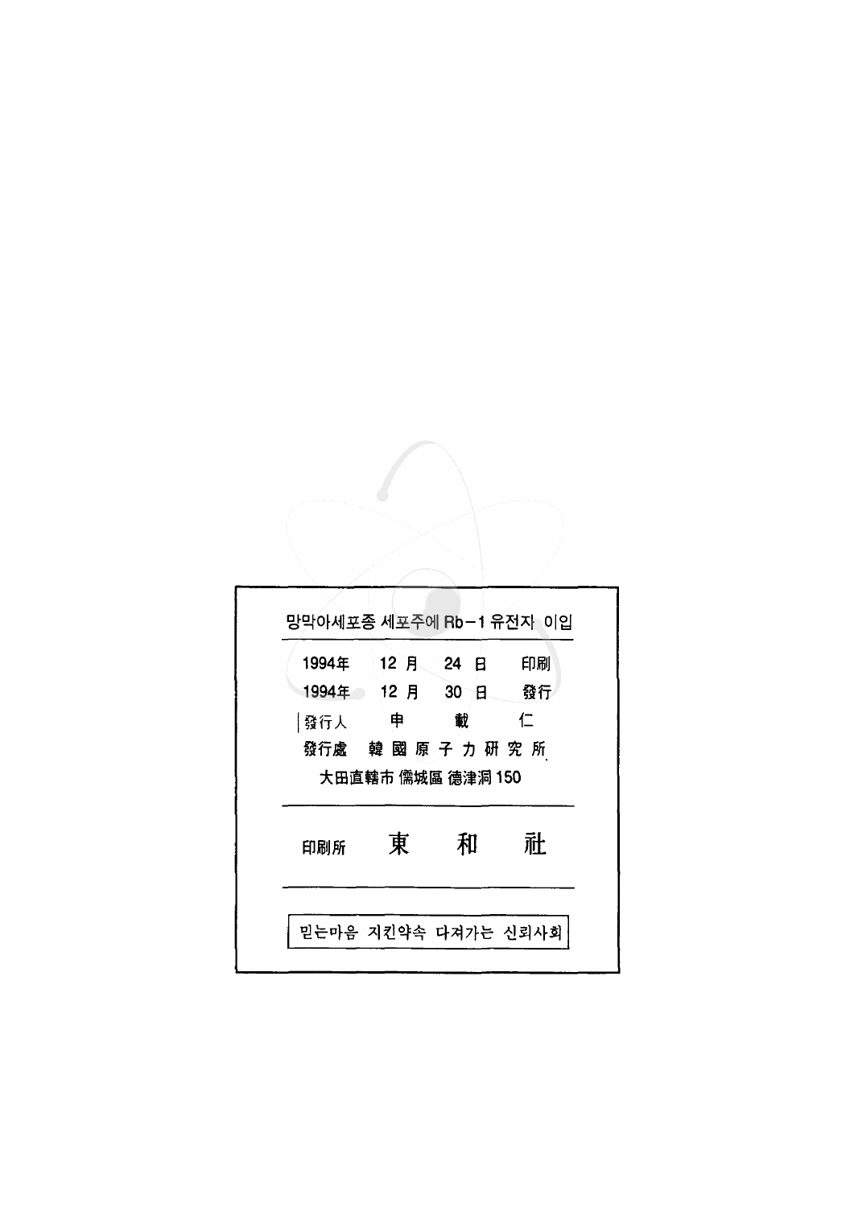망막아세포종 세포주에 Rb－1 유전자 이입

1994年　12 月　24 日　印刷

1994年　12 月　30 日　發行

發行人　申　載　仁

發行處　韓 國 原 子 力 研 究 所

大田直轄市 儒城區 德津洞 150

印刷所　東　和　社

믿는마음 지킨약속 다져가는 신뢰사회